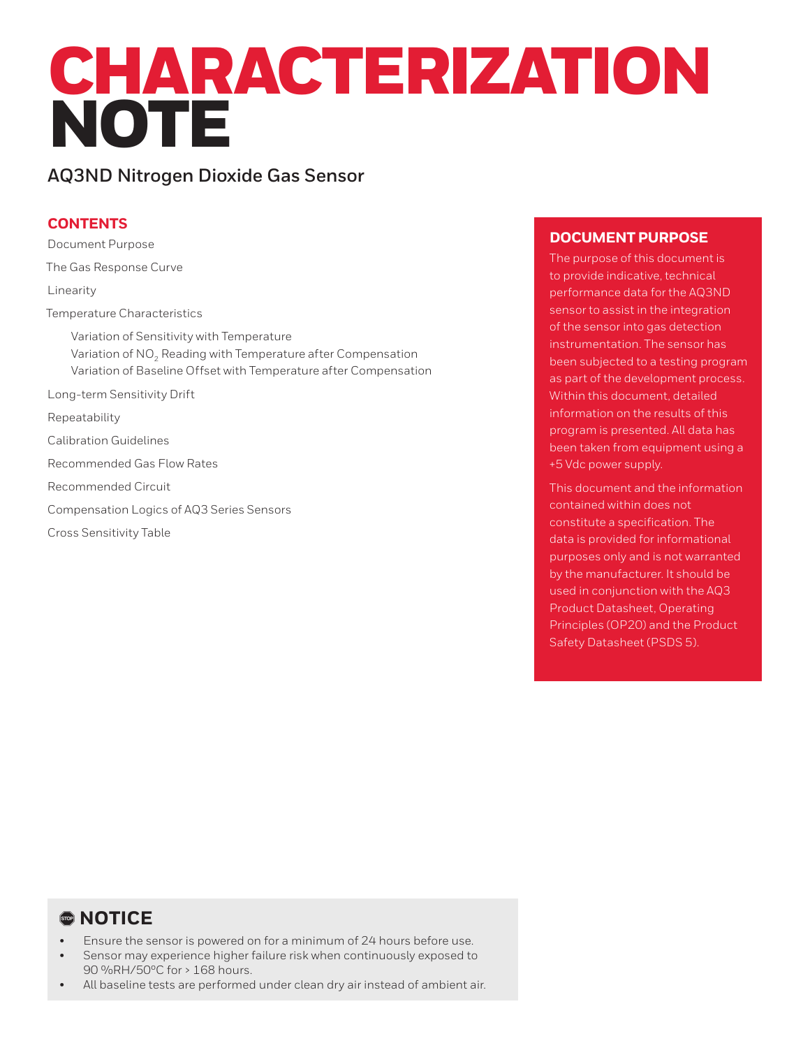# CHARACTERIZATION NOTE

## AQ3ND Nitrogen Dioxide Gas Sensor

### CONTENTS

Document Purpose

The Gas Response Curve

Linearity

Temperature Characteristics

- Variation of Sensitivity with Temperature
- Variation of $NO_2$ Reading with Temperature after Compensation
- Variation of Baseline Offset with Temperature after Compensation

Long-term Sensitivity Drift

Repeatability

Calibration Guidelines

Recommended Gas Flow Rates

Recommended Circuit

Compensation Logics of AQ3 Series Sensors

Cross Sensitivity Table

### DOCUMENT PURPOSE

The purpose of this document is to provide indicative, technical performance data for the AQ3ND sensor to assist in the integration of the sensor into gas detection instrumentation. The sensor has been subjected to a testing program as part of the development process. Within this document, detailed information on the results of this program is presented. All data has been taken from equipment using a +5 Vdc power supply.

This document and the information contained within does not constitute a specification. The data is provided for informational purposes only and is not warranted by the manufacturer. It should be used in conjunction with the AQ3 Product Datasheet, Operating Principles (OP20) and the Product Safety Datasheet (PSDS 5).

### NOTICE

- Ensure the sensor is powered on for a minimum of 24 hours before use.
- Sensor may experience higher failure risk when continuously exposed to 90 %RH/50ºC for > 168 hours.
- All baseline tests are performed under clean dry air instead of ambient air.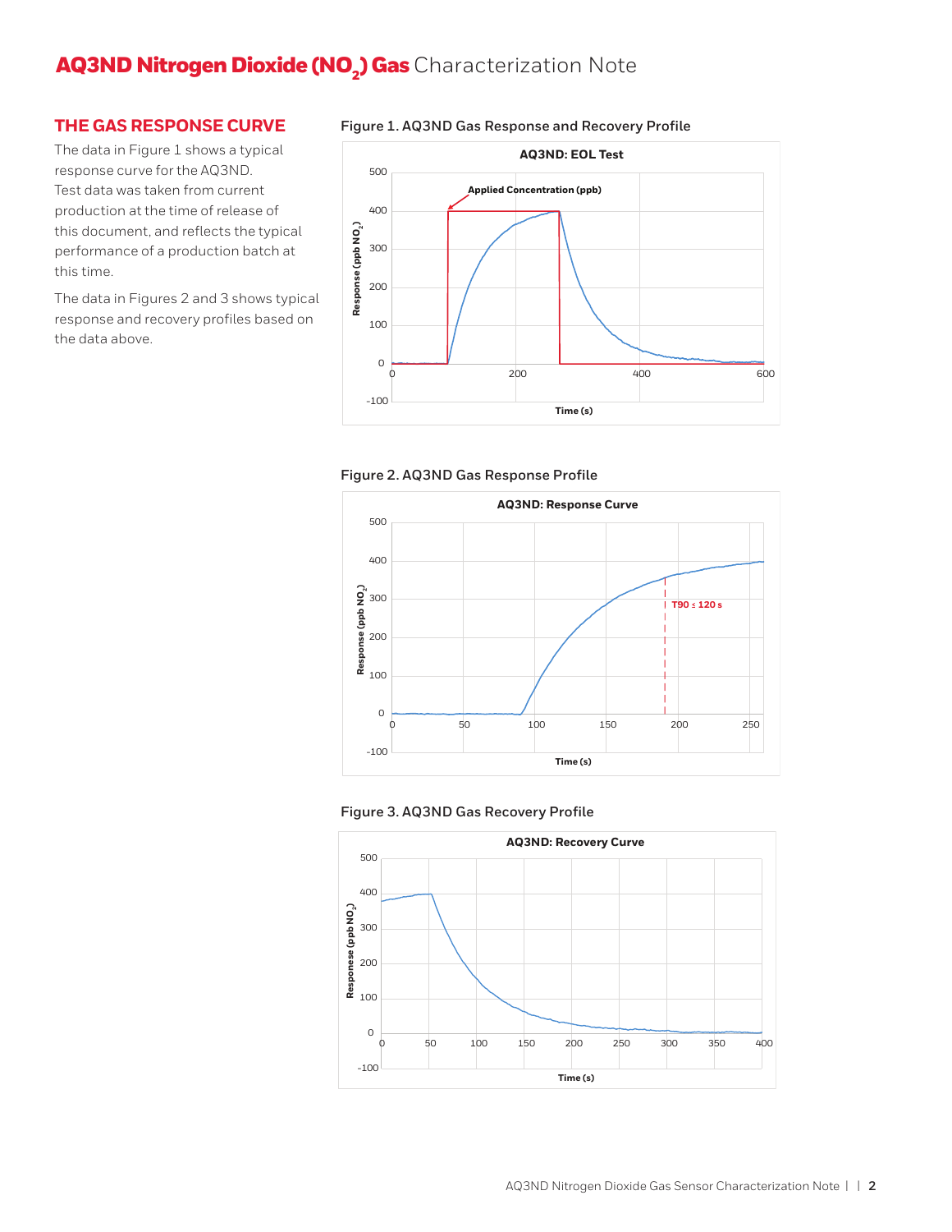## THE GAS RESPONSE CURVE

The data in Figure 1 shows a typical response curve for the AQ3ND. Test data was taken from current production at the time of release of this document, and reflects the typical performance of a production batch at this time.

The data in Figures 2 and 3 shows typical response and recovery profiles based on the data above.

**Figure 1. AQ3ND Gas Response and Recovery Profile**

**Figure 2. AQ3ND Gas Response Profile**

**Figure 3. AQ3ND Gas Recovery Profile**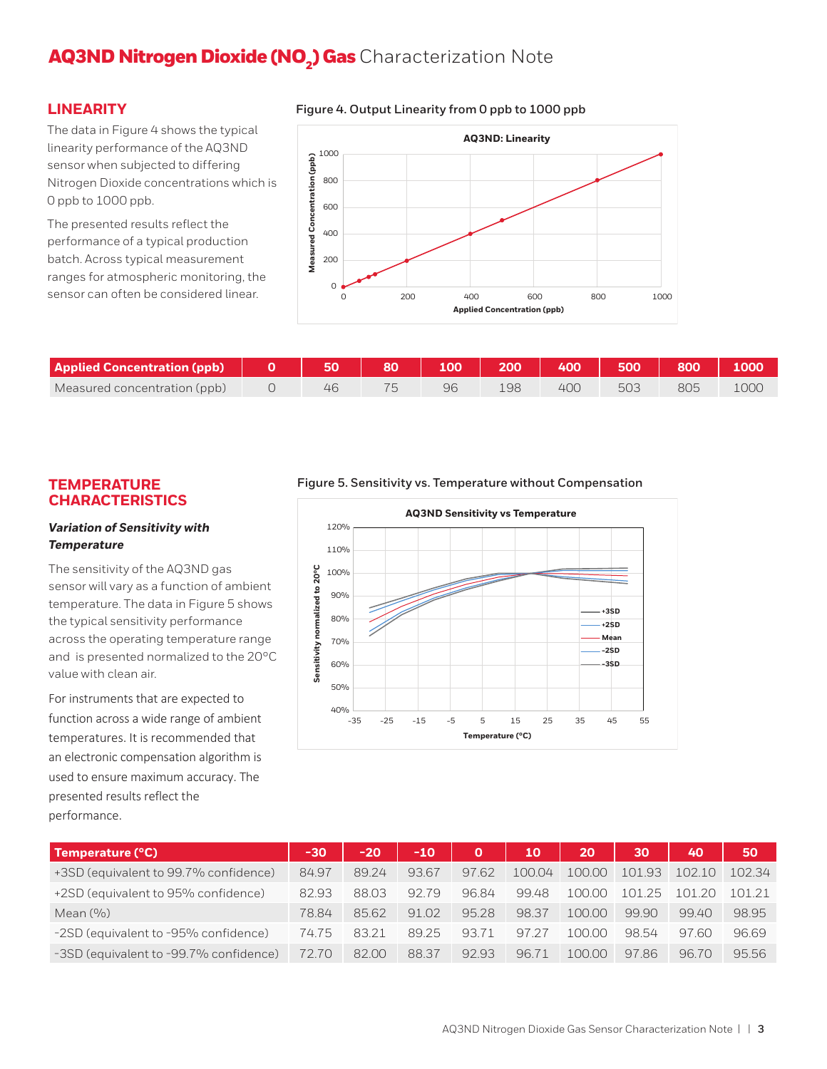# AQ3ND Nitrogen Dioxide ($NO_2$) Gas Characterization Note

## LINEARITY

The data in Figure 4 shows the typical linearity performance of the AQ3ND sensor when subjected to differing Nitrogen Dioxide concentrations which is 0 ppb to 1000 ppb.

The presented results reflect the performance of a typical production batch. Across typical measurement ranges for atmospheric monitoring, the sensor can often be considered linear.

**Figure 4. Output Linearity from 0 ppb to 1000 ppb**

| Applied Concentration (ppb) | 0 | 50 | 80 | 100 | 200 | 400 | 500 | 800 | 1000 |
|---|---|---|---|---|---|---|---|---|---|
| Measured concentration (ppb) | 0 | 46 | 75 | 96 | 198 | 400 | 503 | 805 | 1000 |

## TEMPERATURE CHARACTERISTICS

***Variation of Sensitivity with Temperature***

The sensitivity of the AQ3ND gas sensor will vary as a function of ambient temperature. The data in Figure 5 shows the typical sensitivity performance across the operating temperature range and is presented normalized to the 20°C value with clean air.

For instruments that are expected to function across a wide range of ambient temperatures. It is recommended that an electronic compensation algorithm is used to ensure maximum accuracy. The presented results reflect the performance.

**Figure 5. Sensitivity vs. Temperature without Compensation**

| Temperature (°C) | -30 | -20 | -10 | 0 | 10 | 20 | 30 | 40 | 50 |
|---|---|---|---|---|---|---|---|---|---|
| +3SD (equivalent to 99.7% confidence) | 84.97 | 89.24 | 93.67 | 97.62 | 100.04 | 100.00 | 101.93 | 102.10 | 102.34 |
| +2SD (equivalent to 95% confidence) | 82.93 | 88.03 | 92.79 | 96.84 | 99.48 | 100.00 | 101.25 | 101.20 | 101.21 |
| Mean (%) | 78.84 | 85.62 | 91.02 | 95.28 | 98.37 | 100.00 | 99.90 | 99.40 | 98.95 |
| -2SD (equivalent to -95% confidence) | 74.75 | 83.21 | 89.25 | 93.71 | 97.27 | 100.00 | 98.54 | 97.60 | 96.69 |
| -3SD (equivalent to -99.7% confidence) | 72.70 | 82.00 | 88.37 | 92.93 | 96.71 | 100.00 | 97.86 | 96.70 | 95.56 |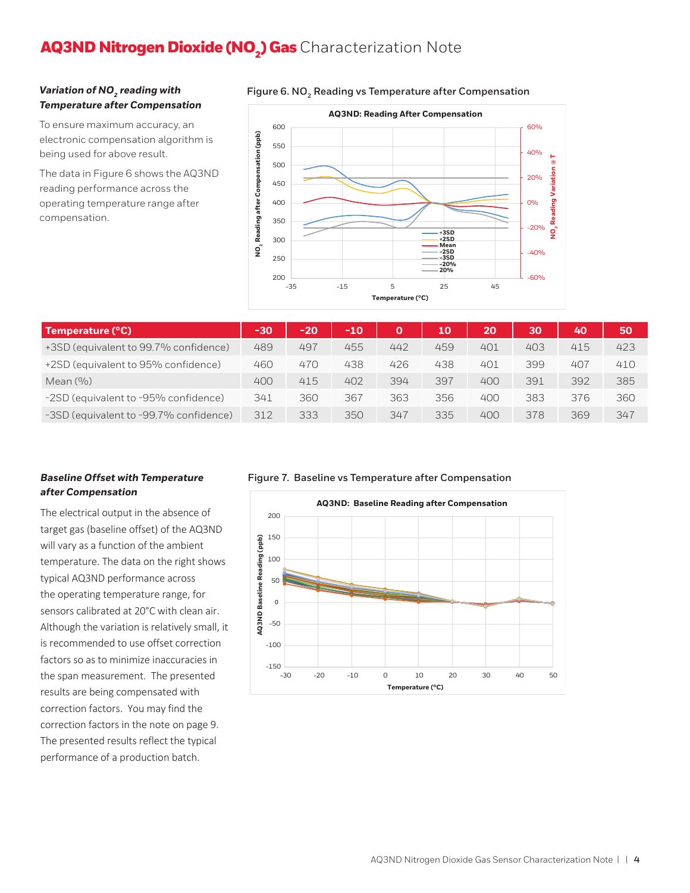# AQ3ND Nitrogen Dioxide ($NO_2$) Gas Characterization Note

### *Variation of $NO_2$ reading with Temperature after Compensation*

To ensure maximum accuracy, an electronic compensation algorithm is being used for above result.

The data in Figure 6 shows the AQ3ND reading performance across the operating temperature range after compensation.

Figure 6. $NO_2$ Reading vs Temperature after Compensation

| Temperature (°C) | -30 | -20 | -10 | 0 | 10 | 20 | 30 | 40 | 50 |
|---|---|---|---|---|---|---|---|---|---|
| +3SD (equivalent to 99.7% confidence) | 489 | 497 | 455 | 442 | 459 | 401 | 403 | 415 | 423 |
| +2SD (equivalent to 95% confidence) | 460 | 470 | 438 | 426 | 438 | 401 | 399 | 407 | 410 |
| Mean (%) | 400 | 415 | 402 | 394 | 397 | 400 | 391 | 392 | 385 |
| -2SD (equivalent to -95% confidence) | 341 | 360 | 367 | 363 | 356 | 400 | 383 | 376 | 360 |
| -3SD (equivalent to -99.7% confidence) | 312 | 333 | 350 | 347 | 335 | 400 | 378 | 369 | 347 |

### *Baseline Offset with Temperature after Compensation*

The electrical output in the absence of target gas (baseline offset) of the AQ3ND will vary as a function of the ambient temperature. The data on the right shows typical AQ3ND performance across the operating temperature range, for sensors calibrated at 20°C with clean air. Although the variation is relatively small, it is recommended to use offset correction factors so as to minimize inaccuracies in the span measurement. The presented results are being compensated with correction factors. You may find the correction factors in the note on page 9. The presented results reflect the typical performance of a production batch.

Figure 7. Baseline vs Temperature after Compensation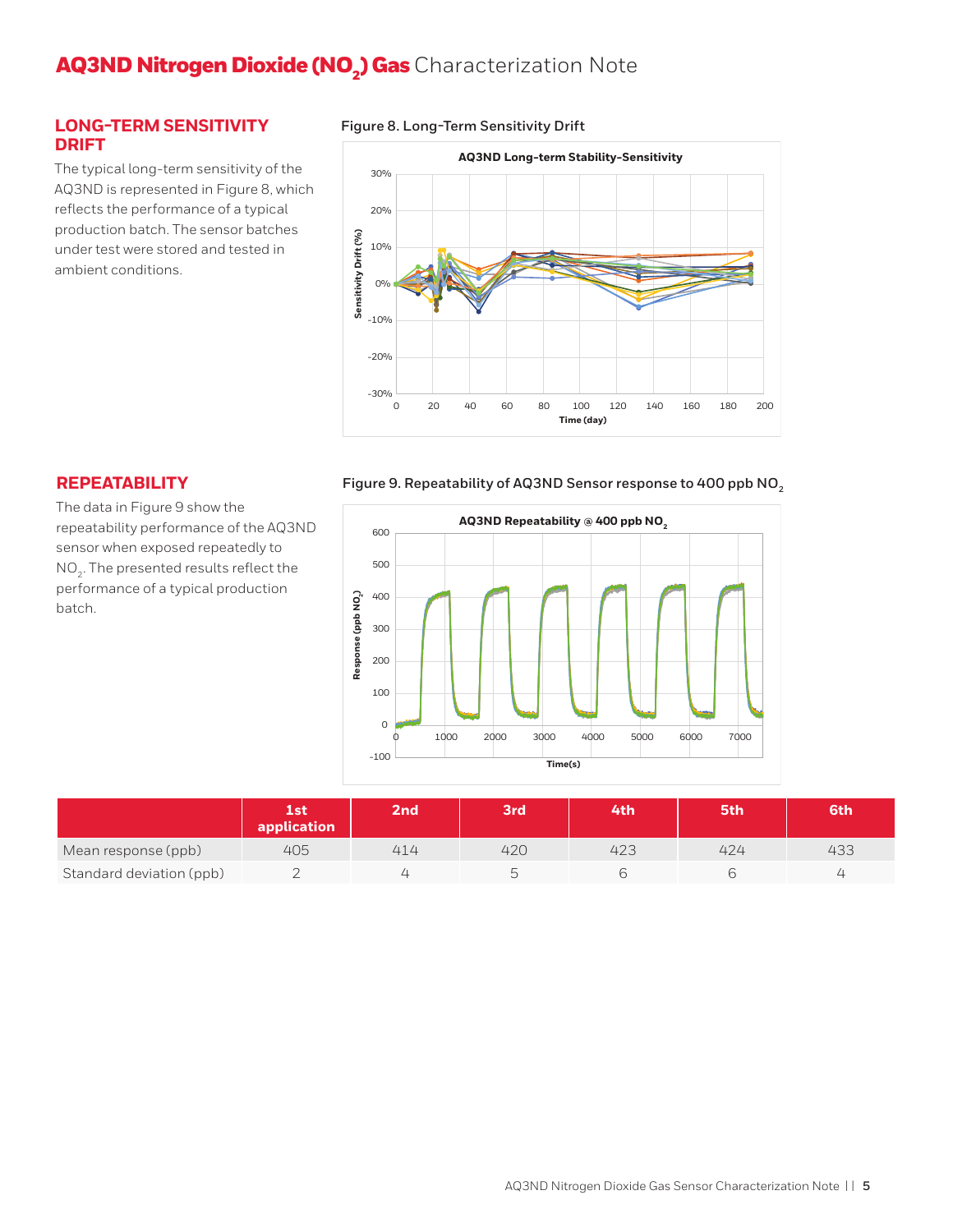## LONG-TERM SENSITIVITY DRIFT

The typical long-term sensitivity of the AQ3ND is represented in Figure 8, which reflects the performance of a typical production batch. The sensor batches under test were stored and tested in ambient conditions.

**Figure 8. Long-Term Sensitivity Drift**

## REPEATABILITY

The data in Figure 9 show the repeatability performance of the AQ3ND sensor when exposed repeatedly to $NO_2$. The presented results reflect the performance of a typical production batch.

**Figure 9. Repeatability of AQ3ND Sensor response to 400 ppb $NO_2$**

| | 1st application | 2nd | 3rd | 4th | 5th | 6th |
|---|---|---|---|---|---|---|
| Mean response (ppb) | 405 | 414 | 420 | 423 | 424 | 433 |
| Standard deviation (ppb) | 2 | 4 | 5 | 6 | 6 | 4 |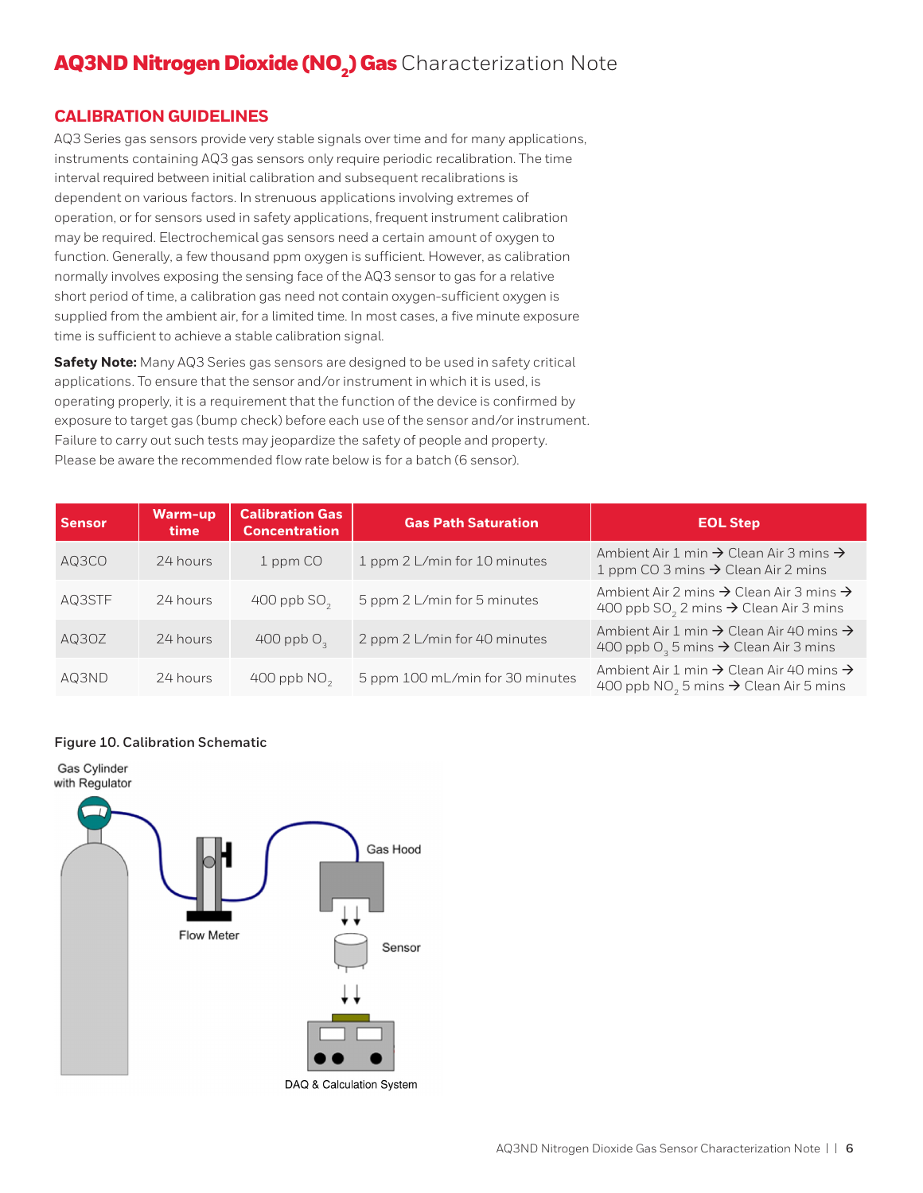# AQ3ND Nitrogen Dioxide ($NO_2$) Gas Characterization Note

## CALIBRATION GUIDELINES

AQ3 Series gas sensors provide very stable signals over time and for many applications, instruments containing AQ3 gas sensors only require periodic recalibration. The time interval required between initial calibration and subsequent recalibrations is dependent on various factors. In strenuous applications involving extremes of operation, or for sensors used in safety applications, frequent instrument calibration may be required. Electrochemical gas sensors need a certain amount of oxygen to function. Generally, a few thousand ppm oxygen is sufficient. However, as calibration normally involves exposing the sensing face of the AQ3 sensor to gas for a relative short period of time, a calibration gas need not contain oxygen-sufficient oxygen is supplied from the ambient air, for a limited time. In most cases, a five minute exposure time is sufficient to achieve a stable calibration signal.

**Safety Note:** Many AQ3 Series gas sensors are designed to be used in safety critical applications. To ensure that the sensor and/or instrument in which it is used, is operating properly, it is a requirement that the function of the device is confirmed by exposure to target gas (bump check) before each use of the sensor and/or instrument. Failure to carry out such tests may jeopardize the safety of people and property. Please be aware the recommended flow rate below is for a batch (6 sensor).

| Sensor | Warm-up time | Calibration Gas Concentration | Gas Path Saturation | EOL Step |
|---|---|---|---|---|
| AQ3CO | 24 hours | 1 ppm CO | 1 ppm 2 L/min for 10 minutes | Ambient Air 1 min → Clean Air 3 mins → 1 ppm CO 3 mins → Clean Air 2 mins |
| AQ3STF | 24 hours | 400 ppb $SO_2$ | 5 ppm 2 L/min for 5 minutes | Ambient Air 2 mins → Clean Air 3 mins → 400 ppb $SO_2$ 2 mins → Clean Air 3 mins |
| AQ3OZ | 24 hours | 400 ppb $O_3$ | 2 ppm 2 L/min for 40 minutes | Ambient Air 1 min → Clean Air 40 mins → 400 ppb $O_3$ 5 mins → Clean Air 3 mins |
| AQ3ND | 24 hours | 400 ppb $NO_2$ | 5 ppm 100 mL/min for 30 minutes | Ambient Air 1 min → Clean Air 40 mins → 400 ppb $NO_2$ 5 mins → Clean Air 5 mins |

**Figure 10. Calibration Schematic**

Gas Cylinder with Regulator — Flow Meter — Gas Hood — Sensor — DAQ & Calculation System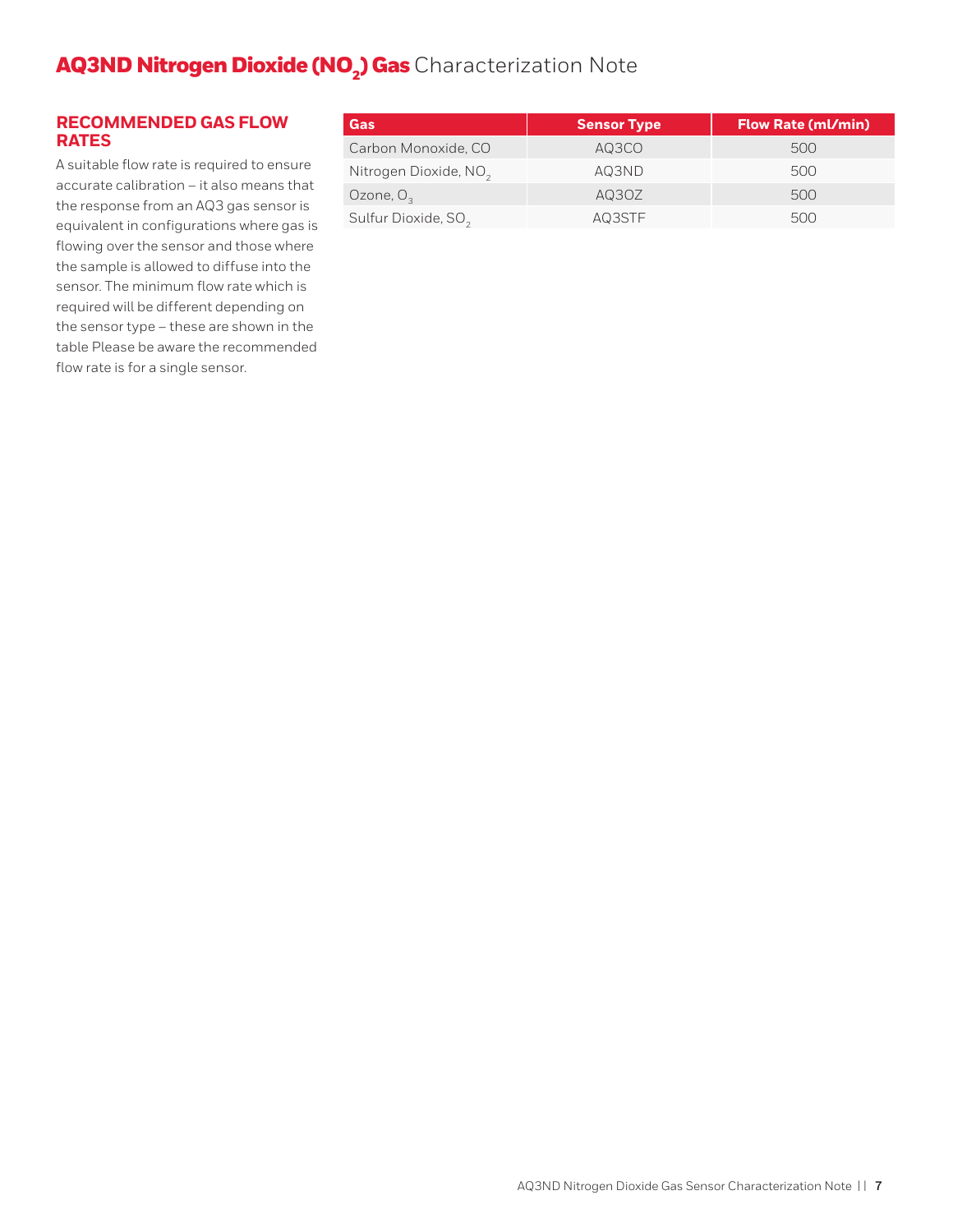# AQ3ND Nitrogen Dioxide ($NO_2$) Gas Characterization Note

## RECOMMENDED GAS FLOW RATES

A suitable flow rate is required to ensure accurate calibration – it also means that the response from an AQ3 gas sensor is equivalent in configurations where gas is flowing over the sensor and those where the sample is allowed to diffuse into the sensor. The minimum flow rate which is required will be different depending on the sensor type – these are shown in the table Please be aware the recommended flow rate is for a single sensor.

| Gas | Sensor Type | Flow Rate (ml/min) |
|---|---|---|
| Carbon Monoxide, CO | AQ3CO | 500 |
| Nitrogen Dioxide, $NO_2$ | AQ3ND | 500 |
| Ozone, $O_3$ | AQ3OZ | 500 |
| Sulfur Dioxide, $SO_2$ | AQ3STF | 500 |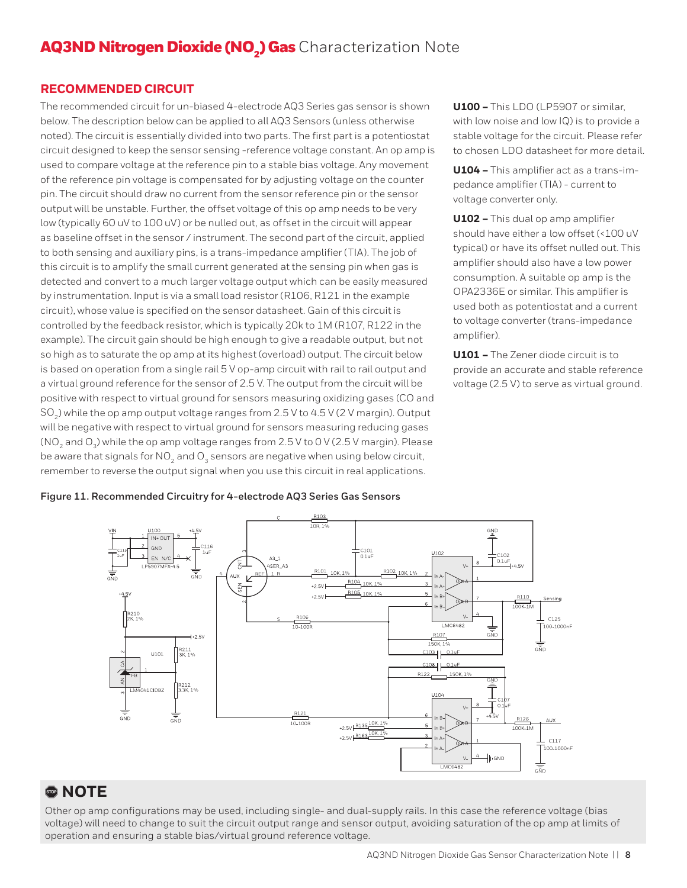## RECOMMENDED CIRCUIT

The recommended circuit for un-biased 4-electrode AQ3 Series gas sensor is shown below. The description below can be applied to all AQ3 Sensors (unless otherwise noted). The circuit is essentially divided into two parts. The first part is a potentiostat circuit designed to keep the sensor sensing -reference voltage constant. An op amp is used to compare voltage at the reference pin to a stable bias voltage. Any movement of the reference pin voltage is compensated for by adjusting voltage on the counter pin. The circuit should draw no current from the sensor reference pin or the sensor output will be unstable. Further, the offset voltage of this op amp needs to be very low (typically 60 uV to 100 uV) or be nulled out, as offset in the circuit will appear as baseline offset in the sensor / instrument. The second part of the circuit, applied to both sensing and auxiliary pins, is a trans-impedance amplifier (TIA). The job of this circuit is to amplify the small current generated at the sensing pin when gas is detected and convert to a much larger voltage output which can be easily measured by instrumentation. Input is via a small load resistor (R106, R121 in the example circuit), whose value is specified on the sensor datasheet. Gain of this circuit is controlled by the feedback resistor, which is typically 20k to 1M (R107, R122 in the example). The circuit gain should be high enough to give a readable output, but not so high as to saturate the op amp at its highest (overload) output. The circuit below is based on operation from a single rail 5 V op-amp circuit with rail to rail output and a virtual ground reference for the sensor of 2.5 V. The output from the circuit will be positive with respect to virtual ground for sensors measuring oxidizing gases (CO and $SO_2$) while the op amp output voltage ranges from 2.5 V to 4.5 V (2 V margin). Output will be negative with respect to virtual ground for sensors measuring reducing gases ($NO_2$ and $O_3$) while the op amp voltage ranges from 2.5 V to 0 V (2.5 V margin). Please be aware that signals for $NO_2$ and $O_3$ sensors are negative when using below circuit, remember to reverse the output signal when you use this circuit in real applications.

**U100 –** This LDO (LP5907 or similar, with low noise and low IQ) is to provide a stable voltage for the circuit. Please refer to chosen LDO datasheet for more detail.

**U104 –** This amplifier act as a trans-impedance amplifier (TIA) - current to voltage converter only.

**U102 –** This dual op amp amplifier should have either a low offset (<100 uV typical) or have its offset nulled out. This amplifier should also have a low power consumption. A suitable op amp is the OPA2336E or similar. This amplifier is used both as potentiostat and a current to voltage converter (trans-impedance amplifier).

**U101 –** The Zener diode circuit is to provide an accurate and stable reference voltage (2.5 V) to serve as virtual ground.

**Figure 11. Recommended Circuitry for 4-electrode AQ3 Series Gas Sensors**

## NOTE

Other op amp configurations may be used, including single- and dual-supply rails. In this case the reference voltage (bias voltage) will need to change to suit the circuit output range and sensor output, avoiding saturation of the op amp at limits of operation and ensuring a stable bias/virtual ground reference voltage.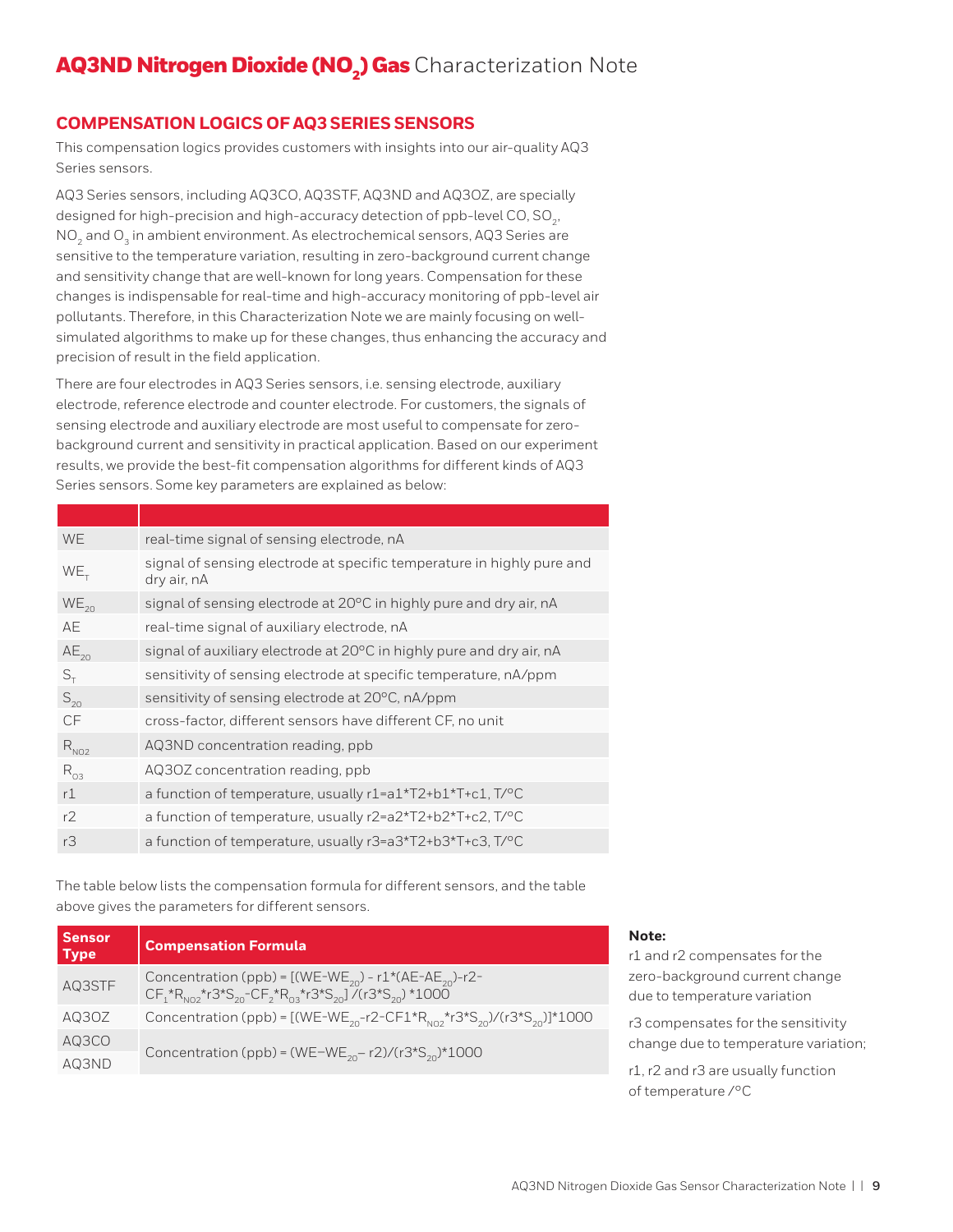# AQ3ND Nitrogen Dioxide ($NO_2$) Gas Characterization Note

## COMPENSATION LOGICS OF AQ3 SERIES SENSORS

This compensation logics provides customers with insights into our air-quality AQ3 Series sensors.

AQ3 Series sensors, including AQ3CO, AQ3STF, AQ3ND and AQ3OZ, are specially designed for high-precision and high-accuracy detection of ppb-level CO, $SO_2$, $NO_2$ and $O_3$ in ambient environment. As electrochemical sensors, AQ3 Series are sensitive to the temperature variation, resulting in zero-background current change and sensitivity change that are well-known for long years. Compensation for these changes is indispensable for real-time and high-accuracy monitoring of ppb-level air pollutants. Therefore, in this Characterization Note we are mainly focusing on well-simulated algorithms to make up for these changes, thus enhancing the accuracy and precision of result in the field application.

There are four electrodes in AQ3 Series sensors, i.e. sensing electrode, auxiliary electrode, reference electrode and counter electrode. For customers, the signals of sensing electrode and auxiliary electrode are most useful to compensate for zero-background current and sensitivity in practical application. Based on our experiment results, we provide the best-fit compensation algorithms for different kinds of AQ3 Series sensors. Some key parameters are explained as below:

| | |
|---|---|
| WE | real-time signal of sensing electrode, nA |
| $WE_T$ | signal of sensing electrode at specific temperature in highly pure and dry air, nA |
| $WE_{20}$ | signal of sensing electrode at 20°C in highly pure and dry air, nA |
| AE | real-time signal of auxiliary electrode, nA |
| $AE_{20}$ | signal of auxiliary electrode at 20°C in highly pure and dry air, nA |
| $S_T$ | sensitivity of sensing electrode at specific temperature, nA/ppm |
| $S_{20}$ | sensitivity of sensing electrode at 20°C, nA/ppm |
| CF | cross-factor, different sensors have different CF, no unit |
| $R_{NO2}$ | AQ3ND concentration reading, ppb |
| $R_{O3}$ | AQ3OZ concentration reading, ppb |
| r1 | a function of temperature, usually r1=a1*T2+b1*T+c1, T/°C |
| r2 | a function of temperature, usually r2=a2*T2+b2*T+c2, T/°C |
| r3 | a function of temperature, usually r3=a3*T2+b3*T+c3, T/°C |

The table below lists the compensation formula for different sensors, and the table above gives the parameters for different sensors.

| Sensor Type | Compensation Formula |
|---|---|
| AQ3STF | Concentration (ppb) = $[(WE-WE_{20}) - r1*(AE-AE_{20})-r2-CF_1*R_{NO2}*r3*S_{20}-CF_2*R_{O3}*r3*S_{20}] / (r3*S_{20}) *1000$ |
| AQ3OZ | Concentration (ppb) = $[(WE-WE_{20}-r2-CF1*R_{NO2}*r3*S_{20})/(r3*S_{20})]*1000$ |
| AQ3CO | Concentration (ppb) = $(WE-WE_{20}-r2)/(r3*S_{20})*1000$ |
| AQ3ND | |

**Note:**

r1 and r2 compensates for the zero-background current change due to temperature variation

r3 compensates for the sensitivity change due to temperature variation;

r1, r2 and r3 are usually function of temperature /°C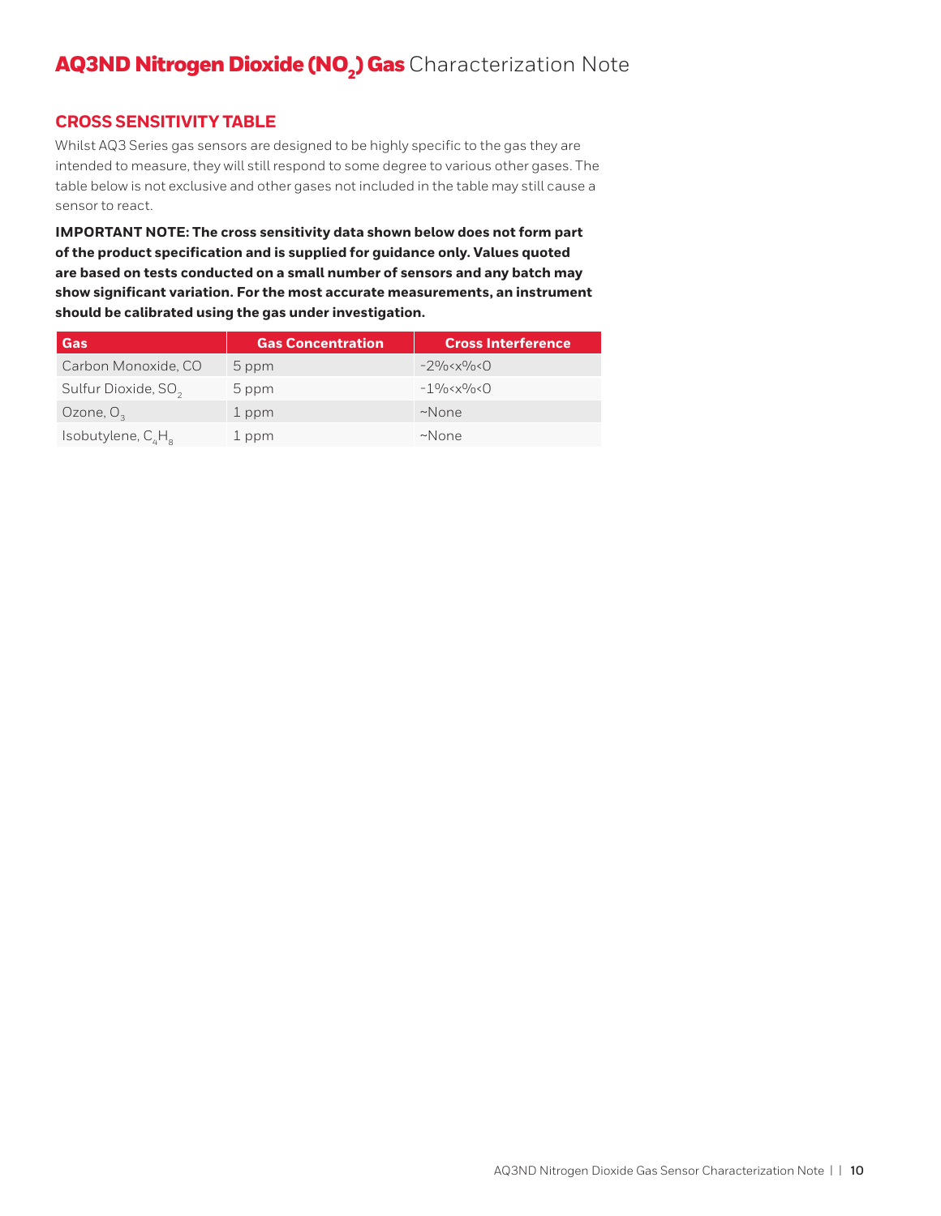# AQ3ND Nitrogen Dioxide ($NO_2$) Gas Characterization Note

## CROSS SENSITIVITY TABLE

Whilst AQ3 Series gas sensors are designed to be highly specific to the gas they are intended to measure, they will still respond to some degree to various other gases. The table below is not exclusive and other gases not included in the table may still cause a sensor to react.

**IMPORTANT NOTE: The cross sensitivity data shown below does not form part of the product specification and is supplied for guidance only. Values quoted are based on tests conducted on a small number of sensors and any batch may show significant variation. For the most accurate measurements, an instrument should be calibrated using the gas under investigation.**

| Gas | Gas Concentration | Cross Interference |
|---|---|---|
| Carbon Monoxide, CO | 5 ppm | $-2\% < x\% < 0$ |
| Sulfur Dioxide, $SO_2$ | 5 ppm | $-1\% < x\% < 0$ |
| Ozone, $O_3$ | 1 ppm | ~None |
| Isobutylene, $C_4H_8$ | 1 ppm | ~None |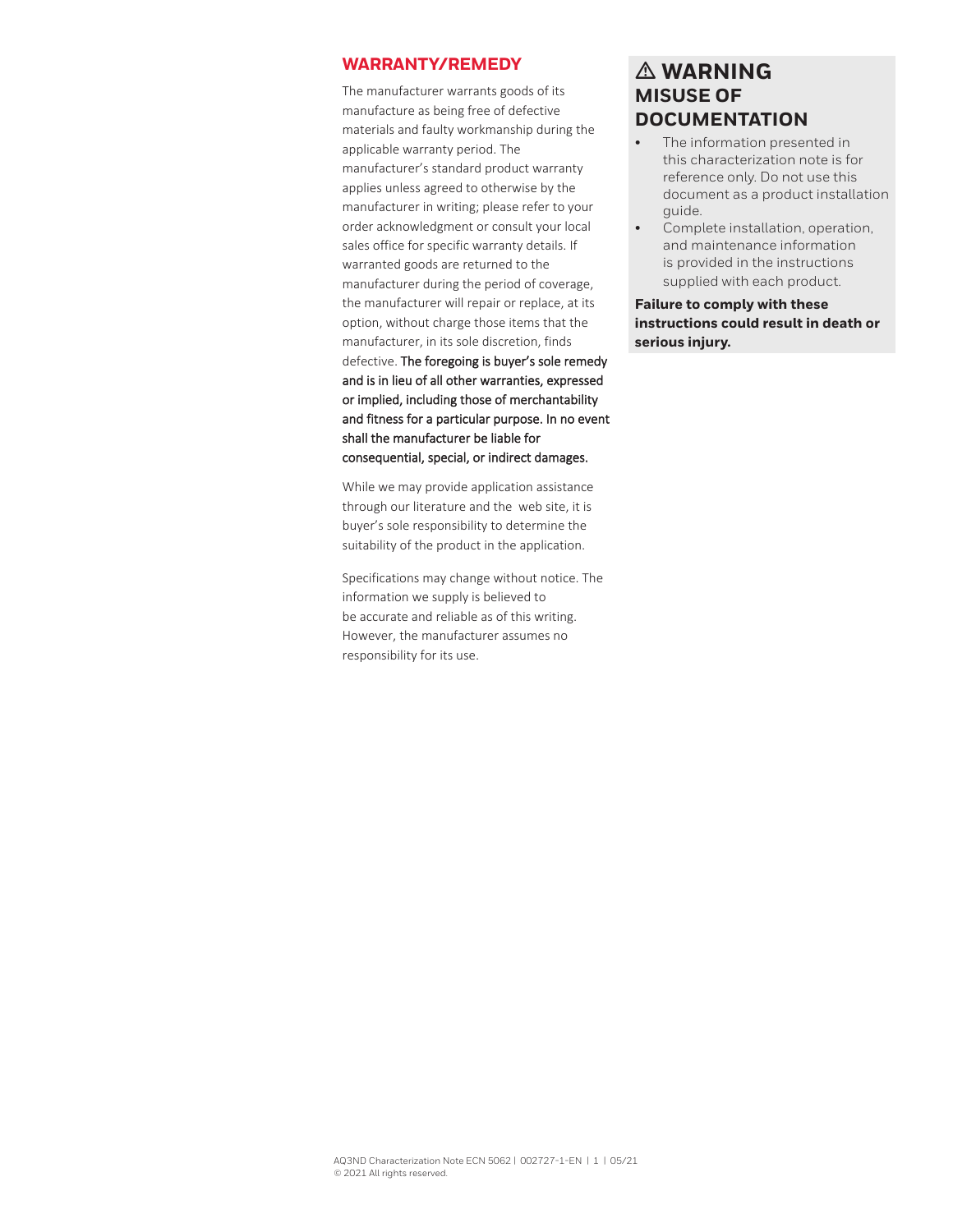## WARRANTY/REMEDY

The manufacturer warrants goods of its manufacture as being free of defective materials and faulty workmanship during the applicable warranty period. The manufacturer's standard product warranty applies unless agreed to otherwise by the manufacturer in writing; please refer to your order acknowledgment or consult your local sales office for specific warranty details. If warranted goods are returned to the manufacturer during the period of coverage, the manufacturer will repair or replace, at its option, without charge those items that the manufacturer, in its sole discretion, finds defective. **The foregoing is buyer's sole remedy and is in lieu of all other warranties, expressed or implied, including those of merchantability and fitness for a particular purpose. In no event shall the manufacturer be liable for consequential, special, or indirect damages.**

While we may provide application assistance through our literature and the web site, it is buyer's sole responsibility to determine the suitability of the product in the application.

Specifications may change without notice. The information we supply is believed to be accurate and reliable as of this writing. However, the manufacturer assumes no responsibility for its use.

## ⚠ WARNING MISUSE OF DOCUMENTATION

- The information presented in this characterization note is for reference only. Do not use this document as a product installation guide.
- Complete installation, operation, and maintenance information is provided in the instructions supplied with each product.

**Failure to comply with these instructions could result in death or serious injury.**

AQ3ND Characterization Note ECN 5062 | 002727-1-EN | 1 | 05/21
© 2021 All rights reserved.